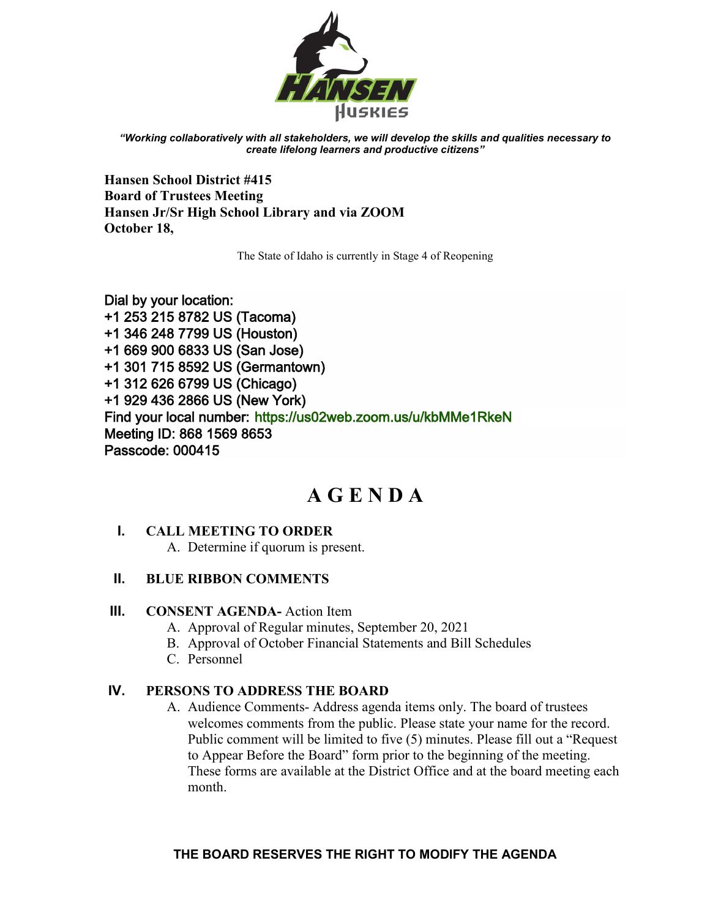*"Working collaboratively with all stakeholders, we will develop the skills and qualities necessary to create lifelong learners and productive citizens"*

**Hansen School District #415**
**Board of Trustees Meeting**
**Hansen Jr/Sr High School Library and via ZOOM**
**October 18,**

The State of Idaho is currently in Stage 4 of Reopening

Dial by your location:
+1 253 215 8782 US (Tacoma)
+1 346 248 7799 US (Houston)
+1 669 900 6833 US (San Jose)
+1 301 715 8592 US (Germantown)
+1 312 626 6799 US (Chicago)
+1 929 436 2866 US (New York)
Find your local number: https://us02web.zoom.us/u/kbMMe1RkeN
Meeting ID: 868 1569 8653
Passcode: 000415

# A G E N D A

**I. CALL MEETING TO ORDER**

A. Determine if quorum is present.

**II. BLUE RIBBON COMMENTS**

**III. CONSENT AGENDA-** Action Item

A. Approval of Regular minutes, September 20, 2021
B. Approval of October Financial Statements and Bill Schedules
C. Personnel

**IV. PERSONS TO ADDRESS THE BOARD**

A. Audience Comments- Address agenda items only. The board of trustees welcomes comments from the public. Please state your name for the record. Public comment will be limited to five (5) minutes. Please fill out a "Request to Appear Before the Board" form prior to the beginning of the meeting. These forms are available at the District Office and at the board meeting each month.

**THE BOARD RESERVES THE RIGHT TO MODIFY THE AGENDA**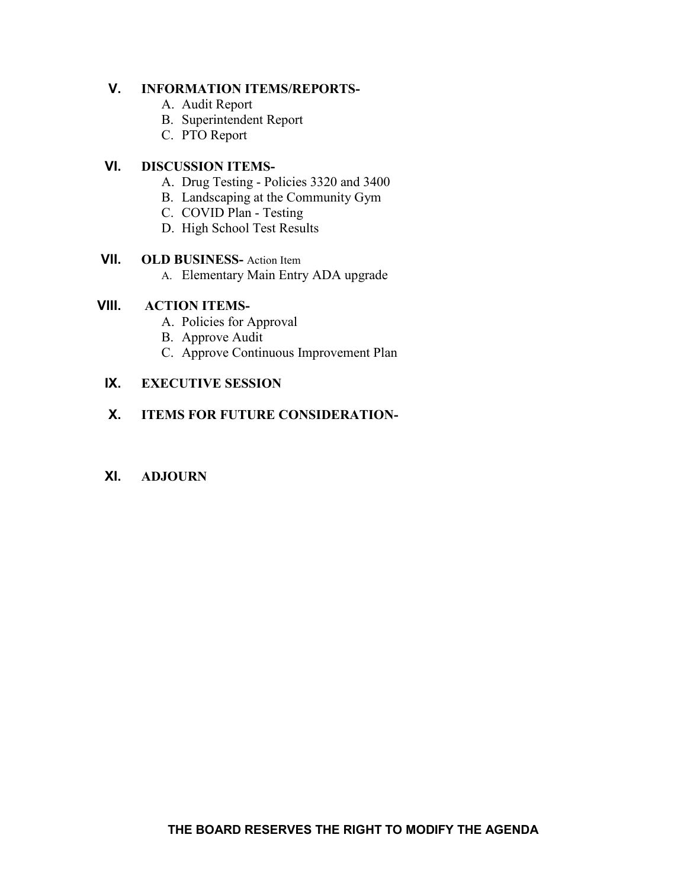## V. INFORMATION ITEMS/REPORTS-

A. Audit Report
B. Superintendent Report
C. PTO Report

## VI. DISCUSSION ITEMS-

A. Drug Testing - Policies 3320 and 3400
B. Landscaping at the Community Gym
C. COVID Plan - Testing
D. High School Test Results

## VII. OLD BUSINESS- Action Item

A. Elementary Main Entry ADA upgrade

## VIII. ACTION ITEMS-

A. Policies for Approval
B. Approve Audit
C. Approve Continuous Improvement Plan

## IX. EXECUTIVE SESSION

## X. ITEMS FOR FUTURE CONSIDERATION-

## XI. ADJOURN

**THE BOARD RESERVES THE RIGHT TO MODIFY THE AGENDA**